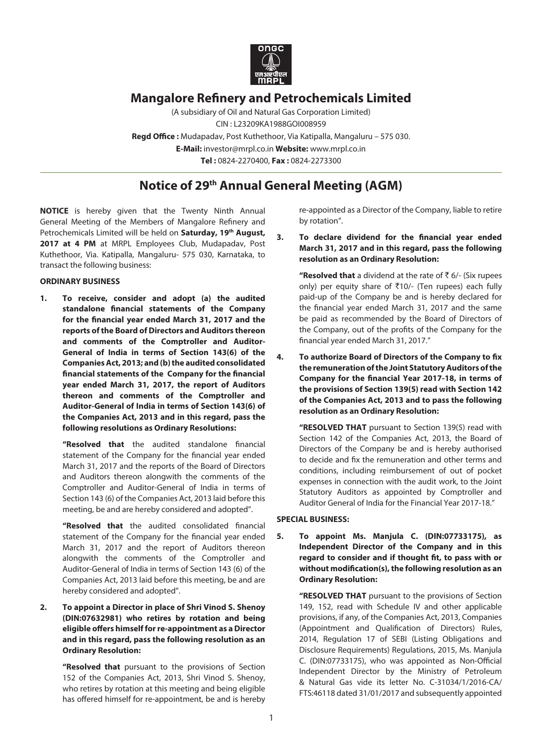# Mangalore Refinery and Petrochemicals Limited

(A subsidiary of Oil and Natural Gas Corporation Limited)
CIN : L23209KA1988GOI008959
**Regd Office :** Mudapadav, Post Kuthethoor, Via Katipalla, Mangaluru – 575 030.
**E-Mail:** investor@mrpl.co.in **Website:** www.mrpl.co.in
**Tel :** 0824-2270400, **Fax :** 0824-2273300

## Notice of 29th Annual General Meeting (AGM)

**NOTICE** is hereby given that the Twenty Ninth Annual General Meeting of the Members of Mangalore Refinery and Petrochemicals Limited will be held on **Saturday, 19th August, 2017 at 4 PM** at MRPL Employees Club, Mudapadav, Post Kuthethoor, Via. Katipalla, Mangaluru- 575 030, Karnataka, to transact the following business:

### ORDINARY BUSINESS

1. **To receive, consider and adopt (a) the audited standalone financial statements of the Company for the financial year ended March 31, 2017 and the reports of the Board of Directors and Auditors thereon and comments of the Comptroller and Auditor-General of India in terms of Section 143(6) of the Companies Act, 2013; and (b) the audited consolidated financial statements of the Company for the financial year ended March 31, 2017, the report of Auditors thereon and comments of the Comptroller and Auditor-General of India in terms of Section 143(6) of the Companies Act, 2013 and in this regard, pass the following resolutions as Ordinary Resolutions:**

   **"Resolved that** the audited standalone financial statement of the Company for the financial year ended March 31, 2017 and the reports of the Board of Directors and Auditors thereon alongwith the comments of the Comptroller and Auditor-General of India in terms of Section 143 (6) of the Companies Act, 2013 laid before this meeting, be and are hereby considered and adopted".

   **"Resolved that** the audited consolidated financial statement of the Company for the financial year ended March 31, 2017 and the report of Auditors thereon alongwith the comments of the Comptroller and Auditor-General of India in terms of Section 143 (6) of the Companies Act, 2013 laid before this meeting, be and are hereby considered and adopted".

2. **To appoint a Director in place of Shri Vinod S. Shenoy (DIN:07632981) who retires by rotation and being eligible offers himself for re-appointment as a Director and in this regard, pass the following resolution as an Ordinary Resolution:**

   **"Resolved that** pursuant to the provisions of Section 152 of the Companies Act, 2013, Shri Vinod S. Shenoy, who retires by rotation at this meeting and being eligible has offered himself for re-appointment, be and is hereby re-appointed as a Director of the Company, liable to retire by rotation".

3. **To declare dividend for the financial year ended March 31, 2017 and in this regard, pass the following resolution as an Ordinary Resolution:**

   **"Resolved that** a dividend at the rate of ₹ 6/- (Six rupees only) per equity share of ₹10/- (Ten rupees) each fully paid-up of the Company be and is hereby declared for the financial year ended March 31, 2017 and the same be paid as recommended by the Board of Directors of the Company, out of the profits of the Company for the financial year ended March 31, 2017."

4. **To authorize Board of Directors of the Company to fix the remuneration of the Joint Statutory Auditors of the Company for the financial Year 2017-18, in terms of the provisions of Section 139(5) read with Section 142 of the Companies Act, 2013 and to pass the following resolution as an Ordinary Resolution:**

   **"RESOLVED THAT** pursuant to Section 139(5) read with Section 142 of the Companies Act, 2013, the Board of Directors of the Company be and is hereby authorised to decide and fix the remuneration and other terms and conditions, including reimbursement of out of pocket expenses in connection with the audit work, to the Joint Statutory Auditors as appointed by Comptroller and Auditor General of India for the Financial Year 2017-18."

### SPECIAL BUSINESS:

5. **To appoint Ms. Manjula C. (DIN:07733175), as Independent Director of the Company and in this regard to consider and if thought fit, to pass with or without modification(s), the following resolution as an Ordinary Resolution:**

   **"RESOLVED THAT** pursuant to the provisions of Section 149, 152, read with Schedule IV and other applicable provisions, if any, of the Companies Act, 2013, Companies (Appointment and Qualification of Directors) Rules, 2014, Regulation 17 of SEBI (Listing Obligations and Disclosure Requirements) Regulations, 2015, Ms. Manjula C. (DIN:07733175), who was appointed as Non-Official Independent Director by the Ministry of Petroleum & Natural Gas vide its letter No. C-31034/1/2016-CA/FTS:46118 dated 31/01/2017 and subsequently appointed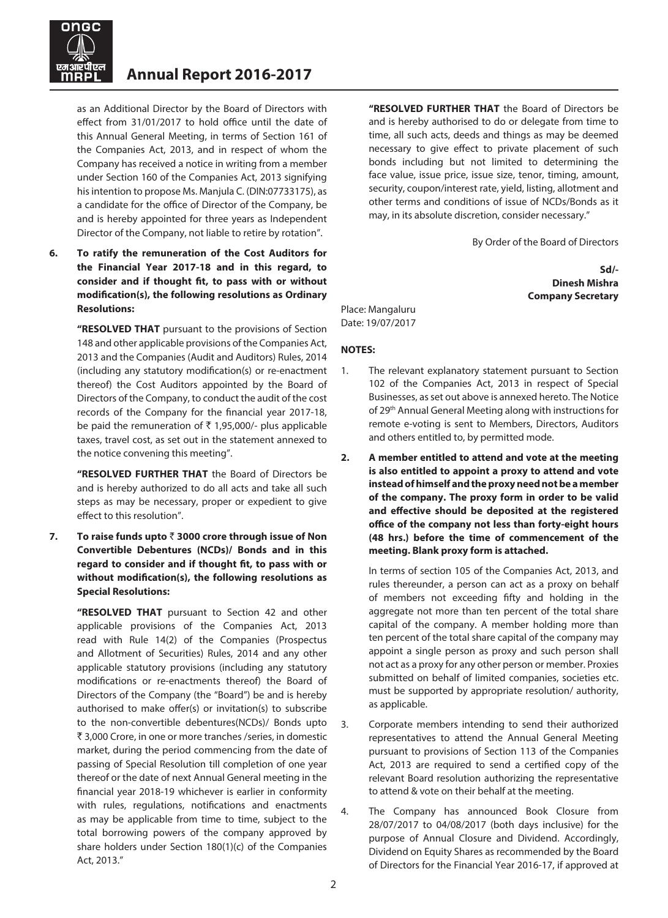as an Additional Director by the Board of Directors with effect from 31/01/2017 to hold office until the date of this Annual General Meeting, in terms of Section 161 of the Companies Act, 2013, and in respect of whom the Company has received a notice in writing from a member under Section 160 of the Companies Act, 2013 signifying his intention to propose Ms. Manjula C. (DIN:07733175), as a candidate for the office of Director of the Company, be and is hereby appointed for three years as Independent Director of the Company, not liable to retire by rotation".

**6. To ratify the remuneration of the Cost Auditors for the Financial Year 2017-18 and in this regard, to consider and if thought fit, to pass with or without modification(s), the following resolutions as Ordinary Resolutions:**

**"RESOLVED THAT** pursuant to the provisions of Section 148 and other applicable provisions of the Companies Act, 2013 and the Companies (Audit and Auditors) Rules, 2014 (including any statutory modification(s) or re-enactment thereof) the Cost Auditors appointed by the Board of Directors of the Company, to conduct the audit of the cost records of the Company for the financial year 2017-18, be paid the remuneration of ₹ 1,95,000/- plus applicable taxes, travel cost, as set out in the statement annexed to the notice convening this meeting".

**"RESOLVED FURTHER THAT** the Board of Directors be and is hereby authorized to do all acts and take all such steps as may be necessary, proper or expedient to give effect to this resolution".

**7. To raise funds upto ₹ 3000 crore through issue of Non Convertible Debentures (NCDs)/ Bonds and in this regard to consider and if thought fit, to pass with or without modification(s), the following resolutions as Special Resolutions:**

**"RESOLVED THAT** pursuant to Section 42 and other applicable provisions of the Companies Act, 2013 read with Rule 14(2) of the Companies (Prospectus and Allotment of Securities) Rules, 2014 and any other applicable statutory provisions (including any statutory modifications or re-enactments thereof) the Board of Directors of the Company (the "Board") be and is hereby authorised to make offer(s) or invitation(s) to subscribe to the non-convertible debentures(NCDs)/ Bonds upto ₹ 3,000 Crore, in one or more tranches /series, in domestic market, during the period commencing from the date of passing of Special Resolution till completion of one year thereof or the date of next Annual General meeting in the financial year 2018-19 whichever is earlier in conformity with rules, regulations, notifications and enactments as may be applicable from time to time, subject to the total borrowing powers of the company approved by share holders under Section 180(1)(c) of the Companies Act, 2013."

**"RESOLVED FURTHER THAT** the Board of Directors be and is hereby authorised to do or delegate from time to time, all such acts, deeds and things as may be deemed necessary to give effect to private placement of such bonds including but not limited to determining the face value, issue price, issue size, tenor, timing, amount, security, coupon/interest rate, yield, listing, allotment and other terms and conditions of issue of NCDs/Bonds as it may, in its absolute discretion, consider necessary."

By Order of the Board of Directors

**Sd/-**
**Dinesh Mishra**
**Company Secretary**

Place: Mangaluru
Date: 19/07/2017

**NOTES:**

1. The relevant explanatory statement pursuant to Section 102 of the Companies Act, 2013 in respect of Special Businesses, as set out above is annexed hereto. The Notice of 29th Annual General Meeting along with instructions for remote e-voting is sent to Members, Directors, Auditors and others entitled to, by permitted mode.

2. **A member entitled to attend and vote at the meeting is also entitled to appoint a proxy to attend and vote instead of himself and the proxy need not be a member of the company. The proxy form in order to be valid and effective should be deposited at the registered office of the company not less than forty-eight hours (48 hrs.) before the time of commencement of the meeting. Blank proxy form is attached.**

   In terms of section 105 of the Companies Act, 2013, and rules thereunder, a person can act as a proxy on behalf of members not exceeding fifty and holding in the aggregate not more than ten percent of the total share capital of the company. A member holding more than ten percent of the total share capital of the company may appoint a single person as proxy and such person shall not act as a proxy for any other person or member. Proxies submitted on behalf of limited companies, societies etc. must be supported by appropriate resolution/ authority, as applicable.

3. Corporate members intending to send their authorized representatives to attend the Annual General Meeting pursuant to provisions of Section 113 of the Companies Act, 2013 are required to send a certified copy of the relevant Board resolution authorizing the representative to attend & vote on their behalf at the meeting.

4. The Company has announced Book Closure from 28/07/2017 to 04/08/2017 (both days inclusive) for the purpose of Annual Closure and Dividend. Accordingly, Dividend on Equity Shares as recommended by the Board of Directors for the Financial Year 2016-17, if approved at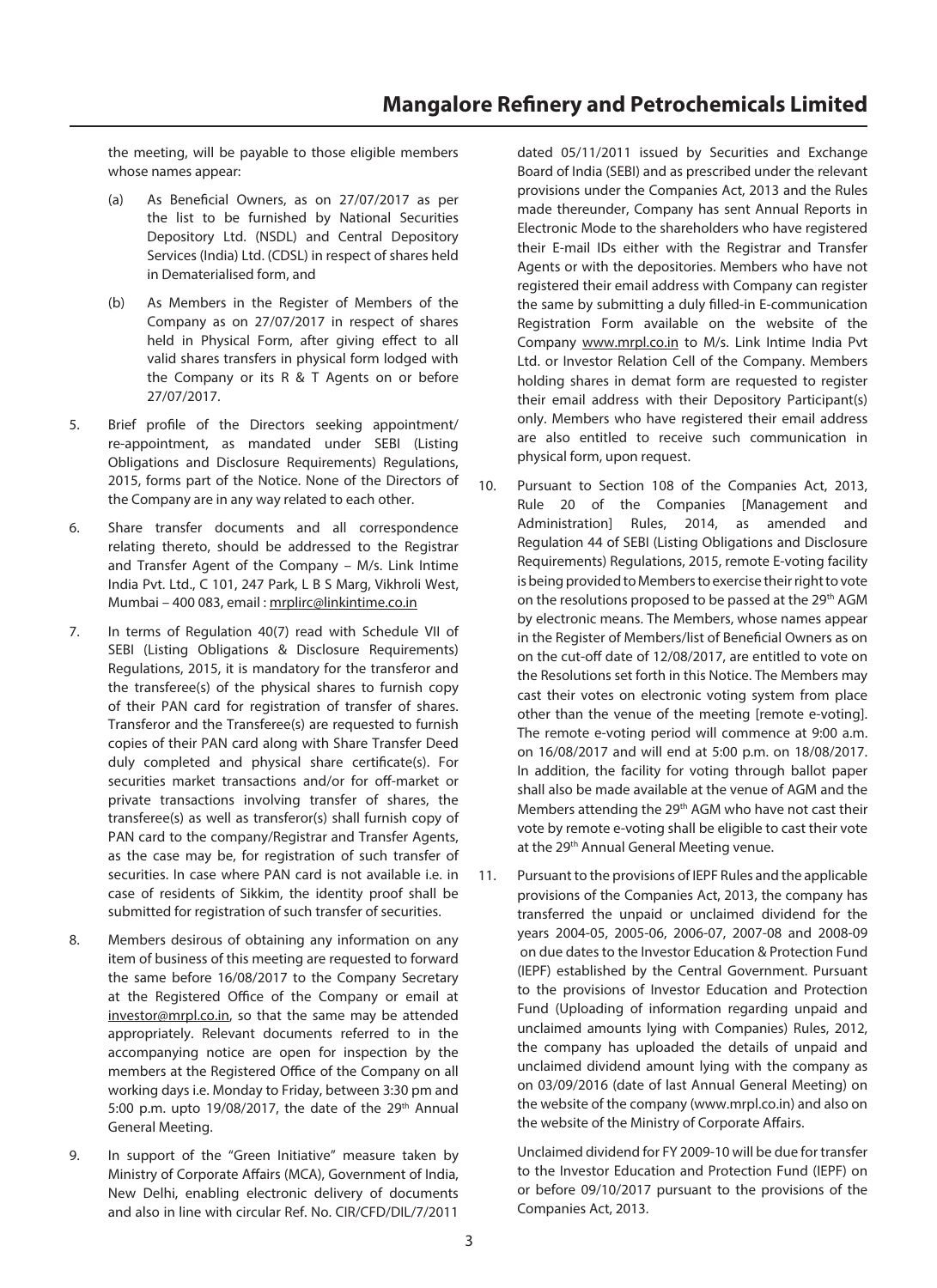the meeting, will be payable to those eligible members whose names appear:

(a) As Beneficial Owners, as on 27/07/2017 as per the list to be furnished by National Securities Depository Ltd. (NSDL) and Central Depository Services (India) Ltd. (CDSL) in respect of shares held in Dematerialised form, and

(b) As Members in the Register of Members of the Company as on 27/07/2017 in respect of shares held in Physical Form, after giving effect to all valid shares transfers in physical form lodged with the Company or its R & T Agents on or before 27/07/2017.

5. Brief profile of the Directors seeking appointment/ re-appointment, as mandated under SEBI (Listing Obligations and Disclosure Requirements) Regulations, 2015, forms part of the Notice. None of the Directors of the Company are in any way related to each other.

6. Share transfer documents and all correspondence relating thereto, should be addressed to the Registrar and Transfer Agent of the Company – M/s. Link Intime India Pvt. Ltd., C 101, 247 Park, L B S Marg, Vikhroli West, Mumbai – 400 083, email : mrplirc@linkintime.co.in

7. In terms of Regulation 40(7) read with Schedule VII of SEBI (Listing Obligations & Disclosure Requirements) Regulations, 2015, it is mandatory for the transferor and the transferee(s) of the physical shares to furnish copy of their PAN card for registration of transfer of shares. Transferor and the Transferee(s) are requested to furnish copies of their PAN card along with Share Transfer Deed duly completed and physical share certificate(s). For securities market transactions and/or for off-market or private transactions involving transfer of shares, the transferee(s) as well as transferor(s) shall furnish copy of PAN card to the company/Registrar and Transfer Agents, as the case may be, for registration of such transfer of securities. In case where PAN card is not available i.e. in case of residents of Sikkim, the identity proof shall be submitted for registration of such transfer of securities.

8. Members desirous of obtaining any information on any item of business of this meeting are requested to forward the same before 16/08/2017 to the Company Secretary at the Registered Office of the Company or email at investor@mrpl.co.in, so that the same may be attended appropriately. Relevant documents referred to in the accompanying notice are open for inspection by the members at the Registered Office of the Company on all working days i.e. Monday to Friday, between 3:30 pm and 5:00 p.m. upto 19/08/2017, the date of the 29th Annual General Meeting.

9. In support of the "Green Initiative" measure taken by Ministry of Corporate Affairs (MCA), Government of India, New Delhi, enabling electronic delivery of documents and also in line with circular Ref. No. CIR/CFD/DIL/7/2011 dated 05/11/2011 issued by Securities and Exchange Board of India (SEBI) and as prescribed under the relevant provisions under the Companies Act, 2013 and the Rules made thereunder, Company has sent Annual Reports in Electronic Mode to the shareholders who have registered their E-mail IDs either with the Registrar and Transfer Agents or with the depositories. Members who have not registered their email address with Company can register the same by submitting a duly filled-in E-communication Registration Form available on the website of the Company www.mrpl.co.in to M/s. Link Intime India Pvt Ltd. or Investor Relation Cell of the Company. Members holding shares in demat form are requested to register their email address with their Depository Participant(s) only. Members who have registered their email address are also entitled to receive such communication in physical form, upon request.

10. Pursuant to Section 108 of the Companies Act, 2013, Rule 20 of the Companies [Management and Administration] Rules, 2014, as amended and Regulation 44 of SEBI (Listing Obligations and Disclosure Requirements) Regulations, 2015, remote E-voting facility is being provided to Members to exercise their right to vote on the resolutions proposed to be passed at the 29th AGM by electronic means. The Members, whose names appear in the Register of Members/list of Beneficial Owners as on on the cut-off date of 12/08/2017, are entitled to vote on the Resolutions set forth in this Notice. The Members may cast their votes on electronic voting system from place other than the venue of the meeting [remote e-voting]. The remote e-voting period will commence at 9:00 a.m. on 16/08/2017 and will end at 5:00 p.m. on 18/08/2017. In addition, the facility for voting through ballot paper shall also be made available at the venue of AGM and the Members attending the 29th AGM who have not cast their vote by remote e-voting shall be eligible to cast their vote at the 29th Annual General Meeting venue.

11. Pursuant to the provisions of IEPF Rules and the applicable provisions of the Companies Act, 2013, the company has transferred the unpaid or unclaimed dividend for the years 2004-05, 2005-06, 2006-07, 2007-08 and 2008-09 on due dates to the Investor Education & Protection Fund (IEPF) established by the Central Government. Pursuant to the provisions of Investor Education and Protection Fund (Uploading of information regarding unpaid and unclaimed amounts lying with Companies) Rules, 2012, the company has uploaded the details of unpaid and unclaimed dividend amount lying with the company as on 03/09/2016 (date of last Annual General Meeting) on the website of the company (www.mrpl.co.in) and also on the website of the Ministry of Corporate Affairs.

Unclaimed dividend for FY 2009-10 will be due for transfer to the Investor Education and Protection Fund (IEPF) on or before 09/10/2017 pursuant to the provisions of the Companies Act, 2013.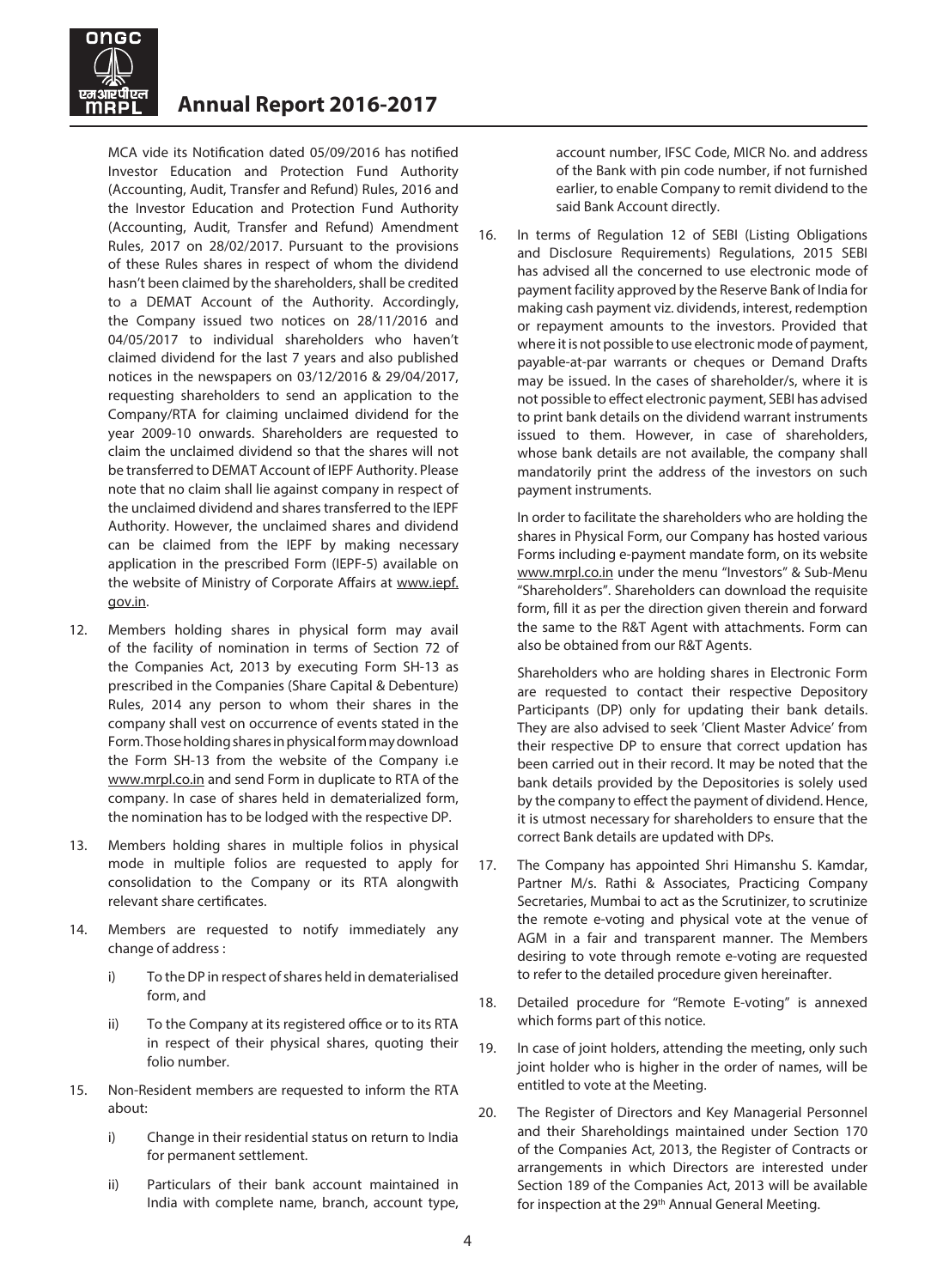MCA vide its Notification dated 05/09/2016 has notified Investor Education and Protection Fund Authority (Accounting, Audit, Transfer and Refund) Rules, 2016 and the Investor Education and Protection Fund Authority (Accounting, Audit, Transfer and Refund) Amendment Rules, 2017 on 28/02/2017. Pursuant to the provisions of these Rules shares in respect of whom the dividend hasn't been claimed by the shareholders, shall be credited to a DEMAT Account of the Authority. Accordingly, the Company issued two notices on 28/11/2016 and 04/05/2017 to individual shareholders who haven't claimed dividend for the last 7 years and also published notices in the newspapers on 03/12/2016 & 29/04/2017, requesting shareholders to send an application to the Company/RTA for claiming unclaimed dividend for the year 2009-10 onwards. Shareholders are requested to claim the unclaimed dividend so that the shares will not be transferred to DEMAT Account of IEPF Authority. Please note that no claim shall lie against company in respect of the unclaimed dividend and shares transferred to the IEPF Authority. However, the unclaimed shares and dividend can be claimed from the IEPF by making necessary application in the prescribed Form (IEPF-5) available on the website of Ministry of Corporate Affairs at www.iepf.gov.in.

12. Members holding shares in physical form may avail of the facility of nomination in terms of Section 72 of the Companies Act, 2013 by executing Form SH-13 as prescribed in the Companies (Share Capital & Debenture) Rules, 2014 any person to whom their shares in the company shall vest on occurrence of events stated in the Form. Those holding shares in physical form may download the Form SH-13 from the website of the Company i.e www.mrpl.co.in and send Form in duplicate to RTA of the company. In case of shares held in dematerialized form, the nomination has to be lodged with the respective DP.

13. Members holding shares in multiple folios in physical mode in multiple folios are requested to apply for consolidation to the Company or its RTA alongwith relevant share certificates.

14. Members are requested to notify immediately any change of address :

    i) To the DP in respect of shares held in dematerialised form, and

    ii) To the Company at its registered office or to its RTA in respect of their physical shares, quoting their folio number.

15. Non-Resident members are requested to inform the RTA about:

    i) Change in their residential status on return to India for permanent settlement.

    ii) Particulars of their bank account maintained in India with complete name, branch, account type, account number, IFSC Code, MICR No. and address of the Bank with pin code number, if not furnished earlier, to enable Company to remit dividend to the said Bank Account directly.

16. In terms of Regulation 12 of SEBI (Listing Obligations and Disclosure Requirements) Regulations, 2015 SEBI has advised all the concerned to use electronic mode of payment facility approved by the Reserve Bank of India for making cash payment viz. dividends, interest, redemption or repayment amounts to the investors. Provided that where it is not possible to use electronic mode of payment, payable-at-par warrants or cheques or Demand Drafts may be issued. In the cases of shareholder/s, where it is not possible to effect electronic payment, SEBI has advised to print bank details on the dividend warrant instruments issued to them. However, in case of shareholders, whose bank details are not available, the company shall mandatorily print the address of the investors on such payment instruments.

    In order to facilitate the shareholders who are holding the shares in Physical Form, our Company has hosted various Forms including e-payment mandate form, on its website www.mrpl.co.in under the menu "Investors" & Sub-Menu "Shareholders". Shareholders can download the requisite form, fill it as per the direction given therein and forward the same to the R&T Agent with attachments. Form can also be obtained from our R&T Agents.

    Shareholders who are holding shares in Electronic Form are requested to contact their respective Depository Participants (DP) only for updating their bank details. They are also advised to seek 'Client Master Advice' from their respective DP to ensure that correct updation has been carried out in their record. It may be noted that the bank details provided by the Depositories is solely used by the company to effect the payment of dividend. Hence, it is utmost necessary for shareholders to ensure that the correct Bank details are updated with DPs.

17. The Company has appointed Shri Himanshu S. Kamdar, Partner M/s. Rathi & Associates, Practicing Company Secretaries, Mumbai to act as the Scrutinizer, to scrutinize the remote e-voting and physical vote at the venue of AGM in a fair and transparent manner. The Members desiring to vote through remote e-voting are requested to refer to the detailed procedure given hereinafter.

18. Detailed procedure for "Remote E-voting" is annexed which forms part of this notice.

19. In case of joint holders, attending the meeting, only such joint holder who is higher in the order of names, will be entitled to vote at the Meeting.

20. The Register of Directors and Key Managerial Personnel and their Shareholdings maintained under Section 170 of the Companies Act, 2013, the Register of Contracts or arrangements in which Directors are interested under Section 189 of the Companies Act, 2013 will be available for inspection at the 29th Annual General Meeting.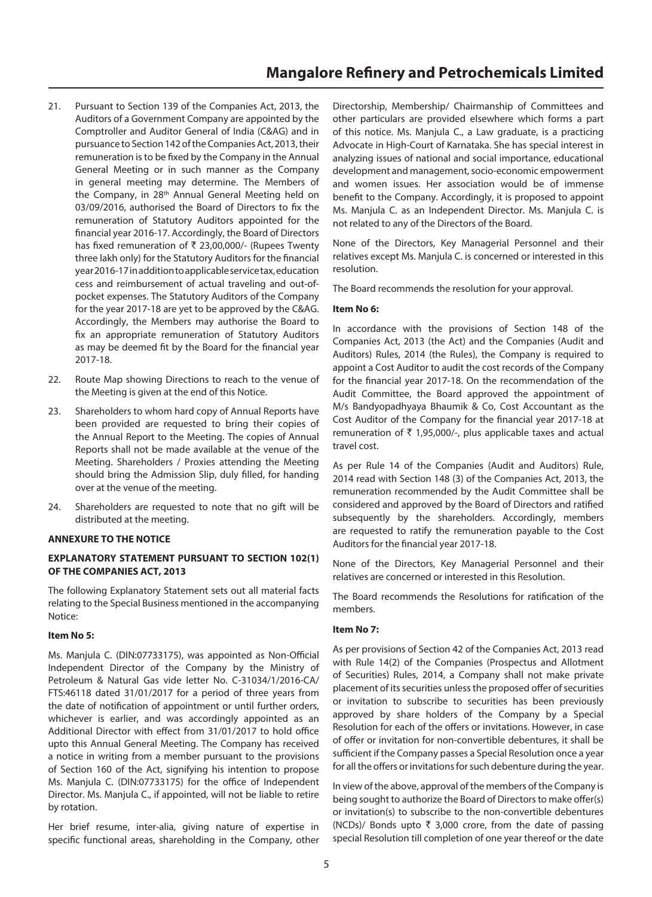21. Pursuant to Section 139 of the Companies Act, 2013, the Auditors of a Government Company are appointed by the Comptroller and Auditor General of India (C&AG) and in pursuance to Section 142 of the Companies Act, 2013, their remuneration is to be fixed by the Company in the Annual General Meeting or in such manner as the Company in general meeting may determine. The Members of the Company, in 28th Annual General Meeting held on 03/09/2016, authorised the Board of Directors to fix the remuneration of Statutory Auditors appointed for the financial year 2016-17. Accordingly, the Board of Directors has fixed remuneration of ₹ 23,00,000/- (Rupees Twenty three lakh only) for the Statutory Auditors for the financial year 2016-17 in addition to applicable service tax, education cess and reimbursement of actual traveling and out-of-pocket expenses. The Statutory Auditors of the Company for the year 2017-18 are yet to be approved by the C&AG. Accordingly, the Members may authorise the Board to fix an appropriate remuneration of Statutory Auditors as may be deemed fit by the Board for the financial year 2017-18.

22. Route Map showing Directions to reach to the venue of the Meeting is given at the end of this Notice.

23. Shareholders to whom hard copy of Annual Reports have been provided are requested to bring their copies of the Annual Report to the Meeting. The copies of Annual Reports shall not be made available at the venue of the Meeting. Shareholders / Proxies attending the Meeting should bring the Admission Slip, duly filled, for handing over at the venue of the meeting.

24. Shareholders are requested to note that no gift will be distributed at the meeting.

**ANNEXURE TO THE NOTICE**

**EXPLANATORY STATEMENT PURSUANT TO SECTION 102(1) OF THE COMPANIES ACT, 2013**

The following Explanatory Statement sets out all material facts relating to the Special Business mentioned in the accompanying Notice:

**Item No 5:**

Ms. Manjula C. (DIN:07733175), was appointed as Non-Official Independent Director of the Company by the Ministry of Petroleum & Natural Gas vide letter No. C-31034/1/2016-CA/FTS:46118 dated 31/01/2017 for a period of three years from the date of notification of appointment or until further orders, whichever is earlier, and was accordingly appointed as an Additional Director with effect from 31/01/2017 to hold office upto this Annual General Meeting. The Company has received a notice in writing from a member pursuant to the provisions of Section 160 of the Act, signifying his intention to propose Ms. Manjula C. (DIN:07733175) for the office of Independent Director. Ms. Manjula C., if appointed, will not be liable to retire by rotation.

Her brief resume, inter-alia, giving nature of expertise in specific functional areas, shareholding in the Company, other Directorship, Membership/ Chairmanship of Committees and other particulars are provided elsewhere which forms a part of this notice. Ms. Manjula C., a Law graduate, is a practicing Advocate in High-Court of Karnataka. She has special interest in analyzing issues of national and social importance, educational development and management, socio-economic empowerment and women issues. Her association would be of immense benefit to the Company. Accordingly, it is proposed to appoint Ms. Manjula C. as an Independent Director. Ms. Manjula C. is not related to any of the Directors of the Board.

None of the Directors, Key Managerial Personnel and their relatives except Ms. Manjula C. is concerned or interested in this resolution.

The Board recommends the resolution for your approval.

**Item No 6:**

In accordance with the provisions of Section 148 of the Companies Act, 2013 (the Act) and the Companies (Audit and Auditors) Rules, 2014 (the Rules), the Company is required to appoint a Cost Auditor to audit the cost records of the Company for the financial year 2017-18. On the recommendation of the Audit Committee, the Board approved the appointment of M/s Bandyopadhyaya Bhaumik & Co, Cost Accountant as the Cost Auditor of the Company for the financial year 2017-18 at remuneration of ₹ 1,95,000/-, plus applicable taxes and actual travel cost.

As per Rule 14 of the Companies (Audit and Auditors) Rule, 2014 read with Section 148 (3) of the Companies Act, 2013, the remuneration recommended by the Audit Committee shall be considered and approved by the Board of Directors and ratified subsequently by the shareholders. Accordingly, members are requested to ratify the remuneration payable to the Cost Auditors for the financial year 2017-18.

None of the Directors, Key Managerial Personnel and their relatives are concerned or interested in this Resolution.

The Board recommends the Resolutions for ratification of the members.

**Item No 7:**

As per provisions of Section 42 of the Companies Act, 2013 read with Rule 14(2) of the Companies (Prospectus and Allotment of Securities) Rules, 2014, a Company shall not make private placement of its securities unless the proposed offer of securities or invitation to subscribe to securities has been previously approved by share holders of the Company by a Special Resolution for each of the offers or invitations. However, in case of offer or invitation for non-convertible debentures, it shall be sufficient if the Company passes a Special Resolution once a year for all the offers or invitations for such debenture during the year.

In view of the above, approval of the members of the Company is being sought to authorize the Board of Directors to make offer(s) or invitation(s) to subscribe to the non-convertible debentures (NCDs)/ Bonds upto ₹ 3,000 crore, from the date of passing special Resolution till completion of one year thereof or the date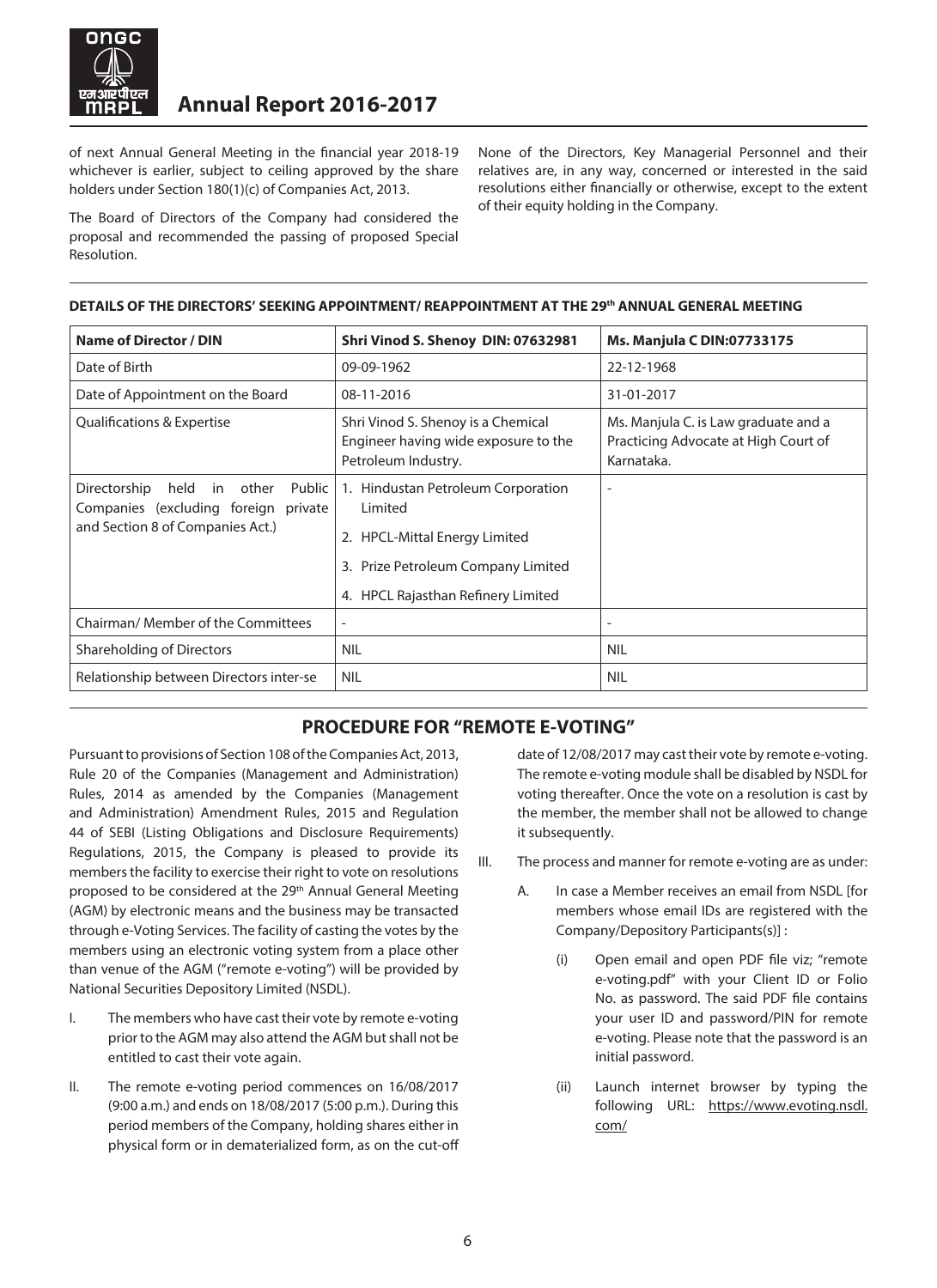of next Annual General Meeting in the financial year 2018-19 whichever is earlier, subject to ceiling approved by the share holders under Section 180(1)(c) of Companies Act, 2013.

The Board of Directors of the Company had considered the proposal and recommended the passing of proposed Special Resolution.

None of the Directors, Key Managerial Personnel and their relatives are, in any way, concerned or interested in the said resolutions either financially or otherwise, except to the extent of their equity holding in the Company.

**DETAILS OF THE DIRECTORS' SEEKING APPOINTMENT/ REAPPOINTMENT AT THE 29th ANNUAL GENERAL MEETING**

| Name of Director / DIN | Shri Vinod S. Shenoy DIN: 07632981 | Ms. Manjula C DIN:07733175 |
|---|---|---|
| Date of Birth | 09-09-1962 | 22-12-1968 |
| Date of Appointment on the Board | 08-11-2016 | 31-01-2017 |
| Qualifications & Expertise | Shri Vinod S. Shenoy is a Chemical Engineer having wide exposure to the Petroleum Industry. | Ms. Manjula C. is Law graduate and a Practicing Advocate at High Court of Karnataka. |
| Directorship held in other Public Companies (excluding foreign private and Section 8 of Companies Act.) | 1. Hindustan Petroleum Corporation Limited<br>2. HPCL-Mittal Energy Limited<br>3. Prize Petroleum Company Limited<br>4. HPCL Rajasthan Refinery Limited | - |
| Chairman/ Member of the Committees | - | - |
| Shareholding of Directors | NIL | NIL |
| Relationship between Directors inter-se | NIL | NIL |

## PROCEDURE FOR "REMOTE E-VOTING"

Pursuant to provisions of Section 108 of the Companies Act, 2013, Rule 20 of the Companies (Management and Administration) Rules, 2014 as amended by the Companies (Management and Administration) Amendment Rules, 2015 and Regulation 44 of SEBI (Listing Obligations and Disclosure Requirements) Regulations, 2015, the Company is pleased to provide its members the facility to exercise their right to vote on resolutions proposed to be considered at the 29th Annual General Meeting (AGM) by electronic means and the business may be transacted through e-Voting Services. The facility of casting the votes by the members using an electronic voting system from a place other than venue of the AGM ("remote e-voting") will be provided by National Securities Depository Limited (NSDL).

I. The members who have cast their vote by remote e-voting prior to the AGM may also attend the AGM but shall not be entitled to cast their vote again.

II. The remote e-voting period commences on 16/08/2017 (9:00 a.m.) and ends on 18/08/2017 (5:00 p.m.). During this period members of the Company, holding shares either in physical form or in dematerialized form, as on the cut-off date of 12/08/2017 may cast their vote by remote e-voting. The remote e-voting module shall be disabled by NSDL for voting thereafter. Once the vote on a resolution is cast by the member, the member shall not be allowed to change it subsequently.

III. The process and manner for remote e-voting are as under:

A. In case a Member receives an email from NSDL [for members whose email IDs are registered with the Company/Depository Participants(s)] :

(i) Open email and open PDF file viz; "remote e-voting.pdf" with your Client ID or Folio No. as password. The said PDF file contains your user ID and password/PIN for remote e-voting. Please note that the password is an initial password.

(ii) Launch internet browser by typing the following URL: https://www.evoting.nsdl.com/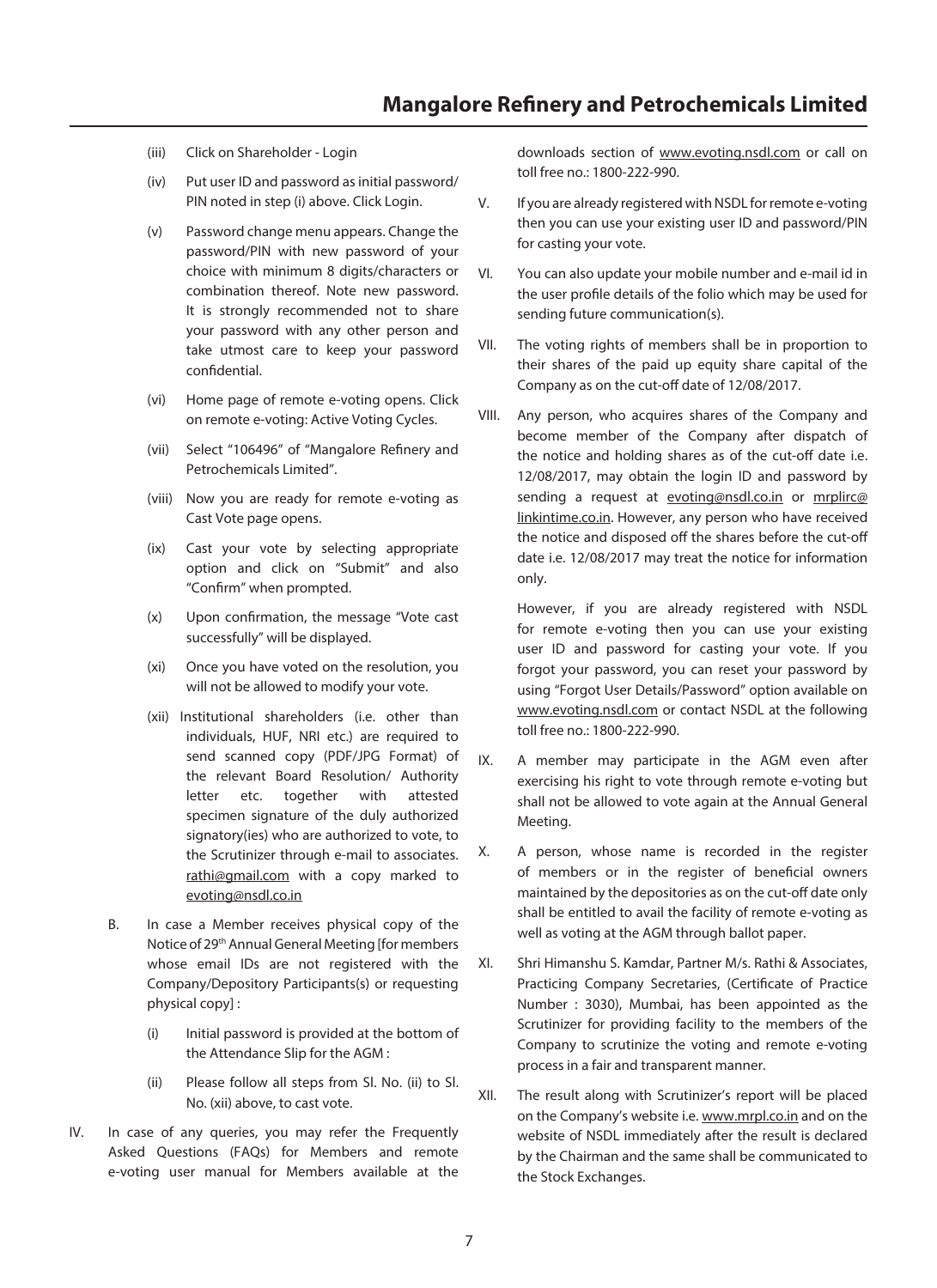(iii) Click on Shareholder - Login

(iv) Put user ID and password as initial password/ PIN noted in step (i) above. Click Login.

(v) Password change menu appears. Change the password/PIN with new password of your choice with minimum 8 digits/characters or combination thereof. Note new password. It is strongly recommended not to share your password with any other person and take utmost care to keep your password confidential.

(vi) Home page of remote e-voting opens. Click on remote e-voting: Active Voting Cycles.

(vii) Select "106496" of "Mangalore Refinery and Petrochemicals Limited".

(viii) Now you are ready for remote e-voting as Cast Vote page opens.

(ix) Cast your vote by selecting appropriate option and click on "Submit" and also "Confirm" when prompted.

(x) Upon confirmation, the message "Vote cast successfully" will be displayed.

(xi) Once you have voted on the resolution, you will not be allowed to modify your vote.

(xii) Institutional shareholders (i.e. other than individuals, HUF, NRI etc.) are required to send scanned copy (PDF/JPG Format) of the relevant Board Resolution/ Authority letter etc. together with attested specimen signature of the duly authorized signatory(ies) who are authorized to vote, to the Scrutinizer through e-mail to associates.rathi@gmail.com with a copy marked to evoting@nsdl.co.in

B. In case a Member receives physical copy of the Notice of 29th Annual General Meeting [for members whose email IDs are not registered with the Company/Depository Participants(s) or requesting physical copy] :

(i) Initial password is provided at the bottom of the Attendance Slip for the AGM :

(ii) Please follow all steps from Sl. No. (ii) to Sl. No. (xii) above, to cast vote.

IV. In case of any queries, you may refer the Frequently Asked Questions (FAQs) for Members and remote e-voting user manual for Members available at the downloads section of www.evoting.nsdl.com or call on toll free no.: 1800-222-990.

V. If you are already registered with NSDL for remote e-voting then you can use your existing user ID and password/PIN for casting your vote.

VI. You can also update your mobile number and e-mail id in the user profile details of the folio which may be used for sending future communication(s).

VII. The voting rights of members shall be in proportion to their shares of the paid up equity share capital of the Company as on the cut-off date of 12/08/2017.

VIII. Any person, who acquires shares of the Company and become member of the Company after dispatch of the notice and holding shares as of the cut-off date i.e. 12/08/2017, may obtain the login ID and password by sending a request at evoting@nsdl.co.in or mrplirc@linkintime.co.in. However, any person who have received the notice and disposed off the shares before the cut-off date i.e. 12/08/2017 may treat the notice for information only.

However, if you are already registered with NSDL for remote e-voting then you can use your existing user ID and password for casting your vote. If you forgot your password, you can reset your password by using "Forgot User Details/Password" option available on www.evoting.nsdl.com or contact NSDL at the following toll free no.: 1800-222-990.

IX. A member may participate in the AGM even after exercising his right to vote through remote e-voting but shall not be allowed to vote again at the Annual General Meeting.

X. A person, whose name is recorded in the register of members or in the register of beneficial owners maintained by the depositories as on the cut-off date only shall be entitled to avail the facility of remote e-voting as well as voting at the AGM through ballot paper.

XI. Shri Himanshu S. Kamdar, Partner M/s. Rathi & Associates, Practicing Company Secretaries, (Certificate of Practice Number : 3030), Mumbai, has been appointed as the Scrutinizer for providing facility to the members of the Company to scrutinize the voting and remote e-voting process in a fair and transparent manner.

XII. The result along with Scrutinizer's report will be placed on the Company's website i.e. www.mrpl.co.in and on the website of NSDL immediately after the result is declared by the Chairman and the same shall be communicated to the Stock Exchanges.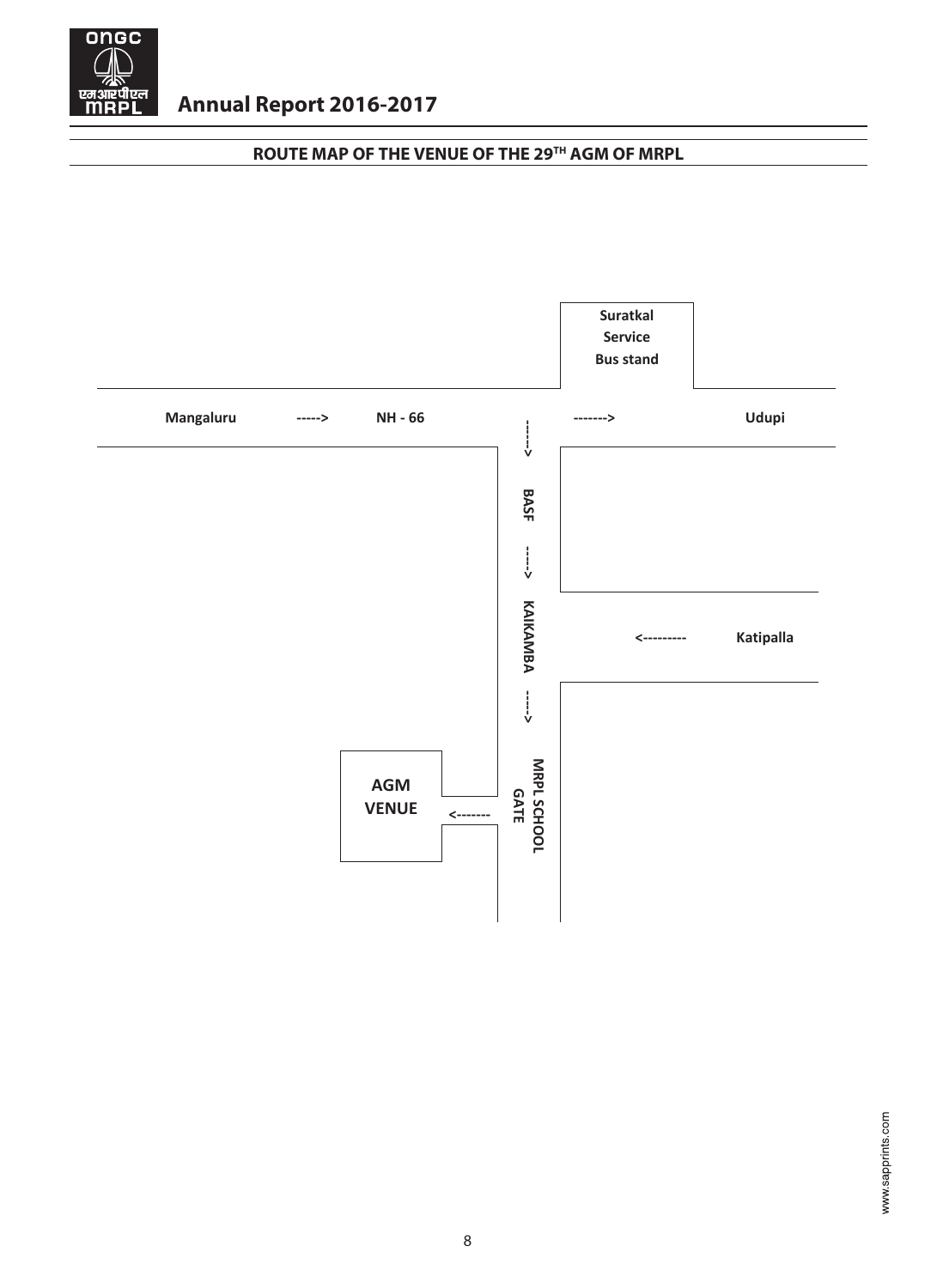## ROUTE MAP OF THE VENUE OF THE 29TH AGM OF MRPL

Suratkal
Service
Bus stand

Mangaluru -----> NH - 66 -------> Udupi

-------> BASF -----> KAIKAMBA -----> MRPL SCHOOL GATE

<--------- Katipalla

AGM
VENUE <-------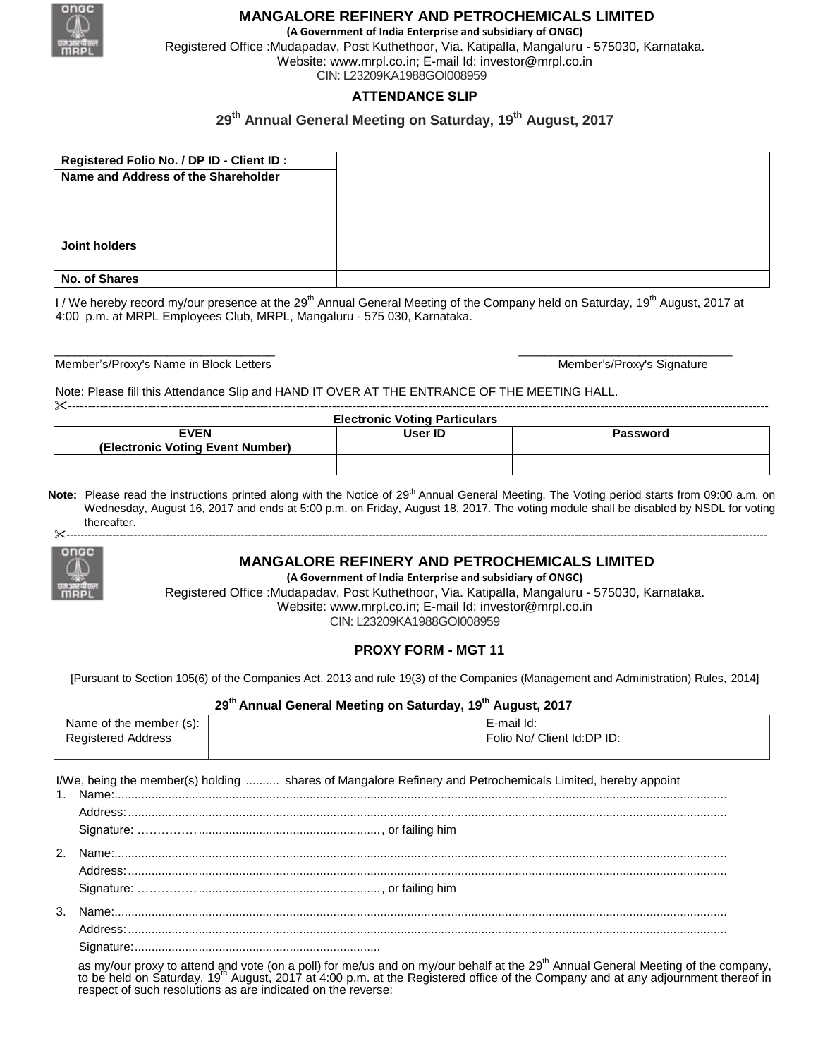# MANGALORE REFINERY AND PETROCHEMICALS LIMITED

**(A Government of India Enterprise and subsidiary of ONGC)**

Registered Office :Mudapadav, Post Kuthethoor, Via. Katipalla, Mangaluru - 575030, Karnataka.
Website: www.mrpl.co.in; E-mail Id: investor@mrpl.co.in
CIN: L23209KA1988GOI008959

## ATTENDANCE SLIP

### 29th Annual General Meeting on Saturday, 19th August, 2017

| | |
|---|---|
| **Registered Folio No. / DP ID - Client ID :** | |
| **Name and Address of the Shareholder**<br><br>**Joint holders** | |
| **No. of Shares** | |

I / We hereby record my/our presence at the 29th Annual General Meeting of the Company held on Saturday, 19th August, 2017 at 4:00 p.m. at MRPL Employees Club, MRPL, Mangaluru - 575 030, Karnataka.

\_\_\_\_\_\_\_\_\_\_\_\_\_\_\_\_\_\_\_\_\_\_\_\_\_\_\_\_ Member's/Proxy's Name in Block Letters

\_\_\_\_\_\_\_\_\_\_\_\_\_\_\_\_\_\_\_\_\_\_\_\_\_\_\_\_ Member's/Proxy's Signature

Note: Please fill this Attendance Slip and HAND IT OVER AT THE ENTRANCE OF THE MEETING HALL.

---

**Electronic Voting Particulars**

| EVEN (Electronic Voting Event Number) | User ID | Password |
|---|---|---|
| | | |

**Note:** Please read the instructions printed along with the Notice of 29th Annual General Meeting. The Voting period starts from 09:00 a.m. on Wednesday, August 16, 2017 and ends at 5:00 p.m. on Friday, August 18, 2017. The voting module shall be disabled by NSDL for voting thereafter.

---

# MANGALORE REFINERY AND PETROCHEMICALS LIMITED

**(A Government of India Enterprise and subsidiary of ONGC)**

Registered Office :Mudapadav, Post Kuthethoor, Via. Katipalla, Mangaluru - 575030, Karnataka.
Website: www.mrpl.co.in; E-mail Id: investor@mrpl.co.in
CIN: L23209KA1988GOI008959

## PROXY FORM - MGT 11

[Pursuant to Section 105(6) of the Companies Act, 2013 and rule 19(3) of the Companies (Management and Administration) Rules, 2014]

### 29th Annual General Meeting on Saturday, 19th August, 2017

| | | | |
|---|---|---|---|
| Name of the member (s):<br>Registered Address | | E-mail Id:<br>Folio No/ Client Id:DP ID: | |

I/We, being the member(s) holding .......... shares of Mangalore Refinery and Petrochemicals Limited, hereby appoint

1. Name:..........................................................................................................
   Address:......................................................................................................
   Signature: ……………..................................................., or failing him
2. Name:..........................................................................................................
   Address:......................................................................................................
   Signature: ……………..................................................., or failing him
3. Name:..........................................................................................................
   Address:......................................................................................................
   Signature:.........................................................................

as my/our proxy to attend and vote (on a poll) for me/us and on my/our behalf at the 29th Annual General Meeting of the company, to be held on Saturday, 19th August, 2017 at 4:00 p.m. at the Registered office of the Company and at any adjournment thereof in respect of such resolutions as are indicated on the reverse: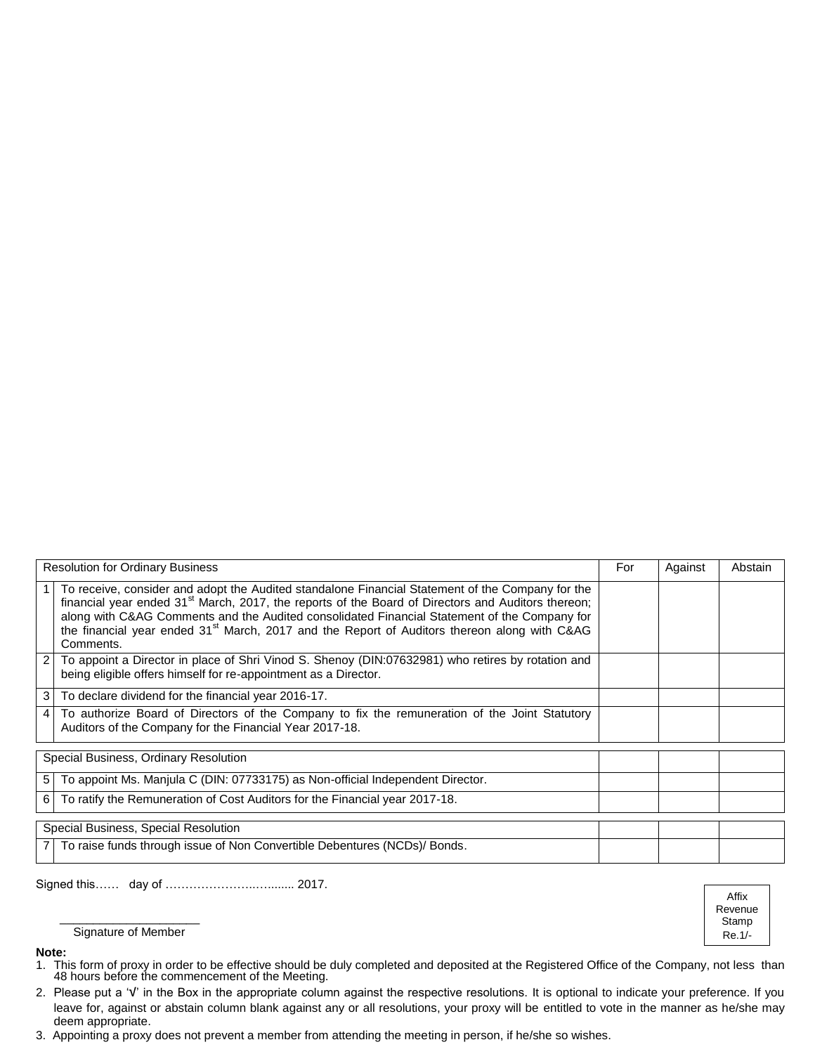| Resolution for Ordinary Business | | For | Against | Abstain |
|---|---|---|---|---|
| 1 | To receive, consider and adopt the Audited standalone Financial Statement of the Company for the financial year ended 31st March, 2017, the reports of the Board of Directors and Auditors thereon; along with C&AG Comments and the Audited consolidated Financial Statement of the Company for the financial year ended 31st March, 2017 and the Report of Auditors thereon along with C&AG Comments. | | | |
| 2 | To appoint a Director in place of Shri Vinod S. Shenoy (DIN:07632981) who retires by rotation and being eligible offers himself for re-appointment as a Director. | | | |
| 3 | To declare dividend for the financial year 2016-17. | | | |
| 4 | To authorize Board of Directors of the Company to fix the remuneration of the Joint Statutory Auditors of the Company for the Financial Year 2017-18. | | | |
| Special Business, Ordinary Resolution | | | | |
| 5 | To appoint Ms. Manjula C (DIN: 07733175) as Non-official Independent Director. | | | |
| 6 | To ratify the Remuneration of Cost Auditors for the Financial year 2017-18. | | | |
| Special Business, Special Resolution | | | | |
| 7 | To raise funds through issue of Non Convertible Debentures (NCDs)/ Bonds. | | | |

Signed this…… day of …………………..…....... 2017.

Affix Revenue Stamp Re.1/-

\_\_\_\_\_\_\_\_\_\_\_\_\_\_\_\_\_\_\_\_\_\_

Signature of Member

**Note:**

1. This form of proxy in order to be effective should be duly completed and deposited at the Registered Office of the Company, not less than 48 hours before the commencement of the Meeting.
2. Please put a '√' in the Box in the appropriate column against the respective resolutions. It is optional to indicate your preference. If you leave for, against or abstain column blank against any or all resolutions, your proxy will be entitled to vote in the manner as he/she may deem appropriate.
3. Appointing a proxy does not prevent a member from attending the meeting in person, if he/she so wishes.